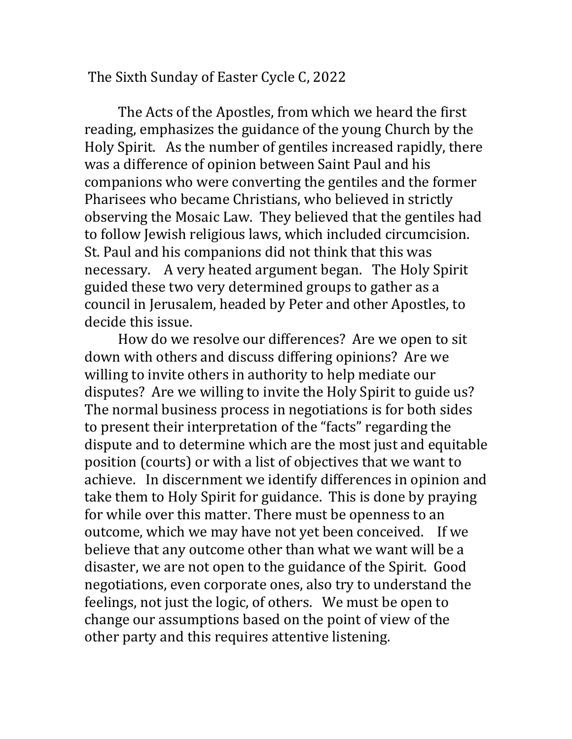The Sixth Sunday of Easter Cycle C, 2022

The Acts of the Apostles, from which we heard the first reading, emphasizes the guidance of the young Church by the Holy Spirit. As the number of gentiles increased rapidly, there was a difference of opinion between Saint Paul and his companions who were converting the gentiles and the former Pharisees who became Christians, who believed in strictly observing the Mosaic Law. They believed that the gentiles had to follow Jewish religious laws, which included circumcision. St. Paul and his companions did not think that this was necessary. A very heated argument began. The Holy Spirit guided these two very determined groups to gather as a council in Jerusalem, headed by Peter and other Apostles, to decide this issue.

How do we resolve our differences? Are we open to sit down with others and discuss differing opinions? Are we willing to invite others in authority to help mediate our disputes? Are we willing to invite the Holy Spirit to guide us? The normal business process in negotiations is for both sides to present their interpretation of the "facts" regarding the dispute and to determine which are the most just and equitable position (courts) or with a list of objectives that we want to achieve. In discernment we identify differences in opinion and take them to Holy Spirit for guidance. This is done by praying for while over this matter. There must be openness to an outcome, which we may have not yet been conceived. If we believe that any outcome other than what we want will be a disaster, we are not open to the guidance of the Spirit. Good negotiations, even corporate ones, also try to understand the feelings, not just the logic, of others. We must be open to change our assumptions based on the point of view of the other party and this requires attentive listening.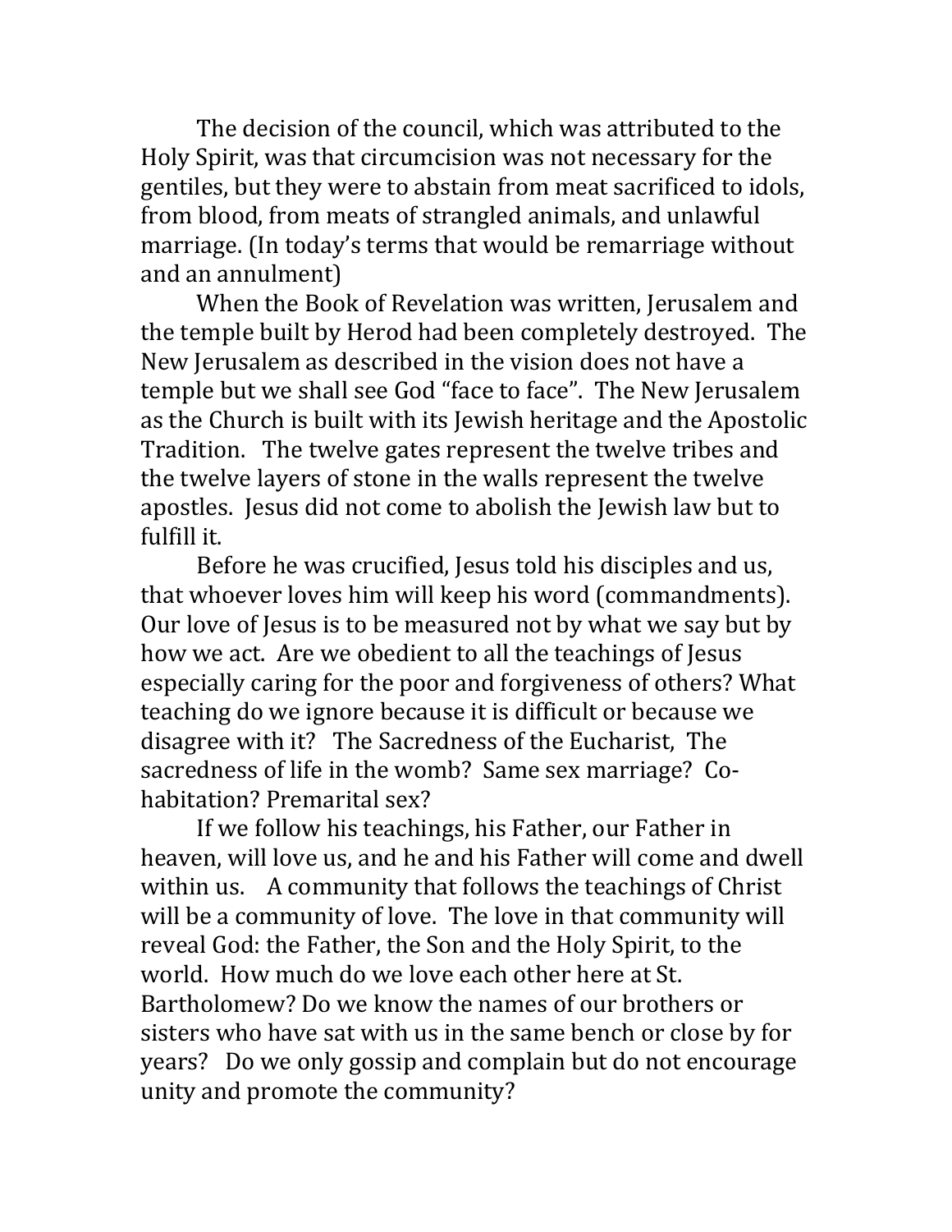The decision of the council, which was attributed to the Holy Spirit, was that circumcision was not necessary for the gentiles, but they were to abstain from meat sacrificed to idols, from blood, from meats of strangled animals, and unlawful marriage. (In today's terms that would be remarriage without and an annulment)

When the Book of Revelation was written, Jerusalem and the temple built by Herod had been completely destroyed. The New Jerusalem as described in the vision does not have a temple but we shall see God "face to face". The New Jerusalem as the Church is built with its Jewish heritage and the Apostolic Tradition. The twelve gates represent the twelve tribes and the twelve layers of stone in the walls represent the twelve apostles. Jesus did not come to abolish the Jewish law but to fulfill it.

Before he was crucified, Jesus told his disciples and us, that whoever loves him will keep his word (commandments). Our love of Jesus is to be measured not by what we say but by how we act. Are we obedient to all the teachings of Jesus especially caring for the poor and forgiveness of others? What teaching do we ignore because it is difficult or because we disagree with it? The Sacredness of the Eucharist, The sacredness of life in the womb? Same sex marriage? Co-habitation? Premarital sex?

If we follow his teachings, his Father, our Father in heaven, will love us, and he and his Father will come and dwell within us. A community that follows the teachings of Christ will be a community of love. The love in that community will reveal God: the Father, the Son and the Holy Spirit, to the world. How much do we love each other here at St. Bartholomew? Do we know the names of our brothers or sisters who have sat with us in the same bench or close by for years? Do we only gossip and complain but do not encourage unity and promote the community?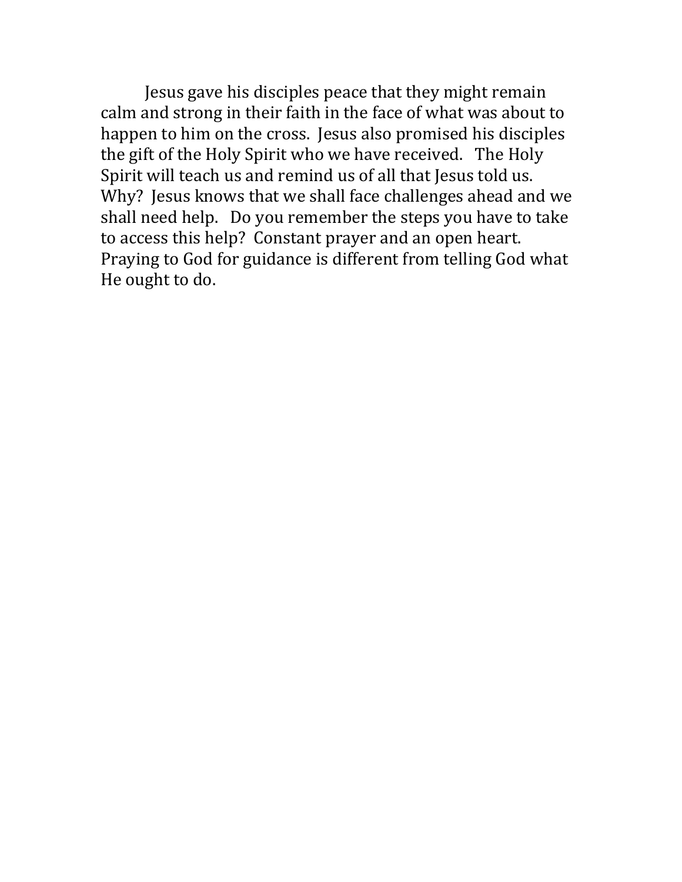Jesus gave his disciples peace that they might remain calm and strong in their faith in the face of what was about to happen to him on the cross. Jesus also promised his disciples the gift of the Holy Spirit who we have received. The Holy Spirit will teach us and remind us of all that Jesus told us. Why? Jesus knows that we shall face challenges ahead and we shall need help. Do you remember the steps you have to take to access this help? Constant prayer and an open heart. Praying to God for guidance is different from telling God what He ought to do.